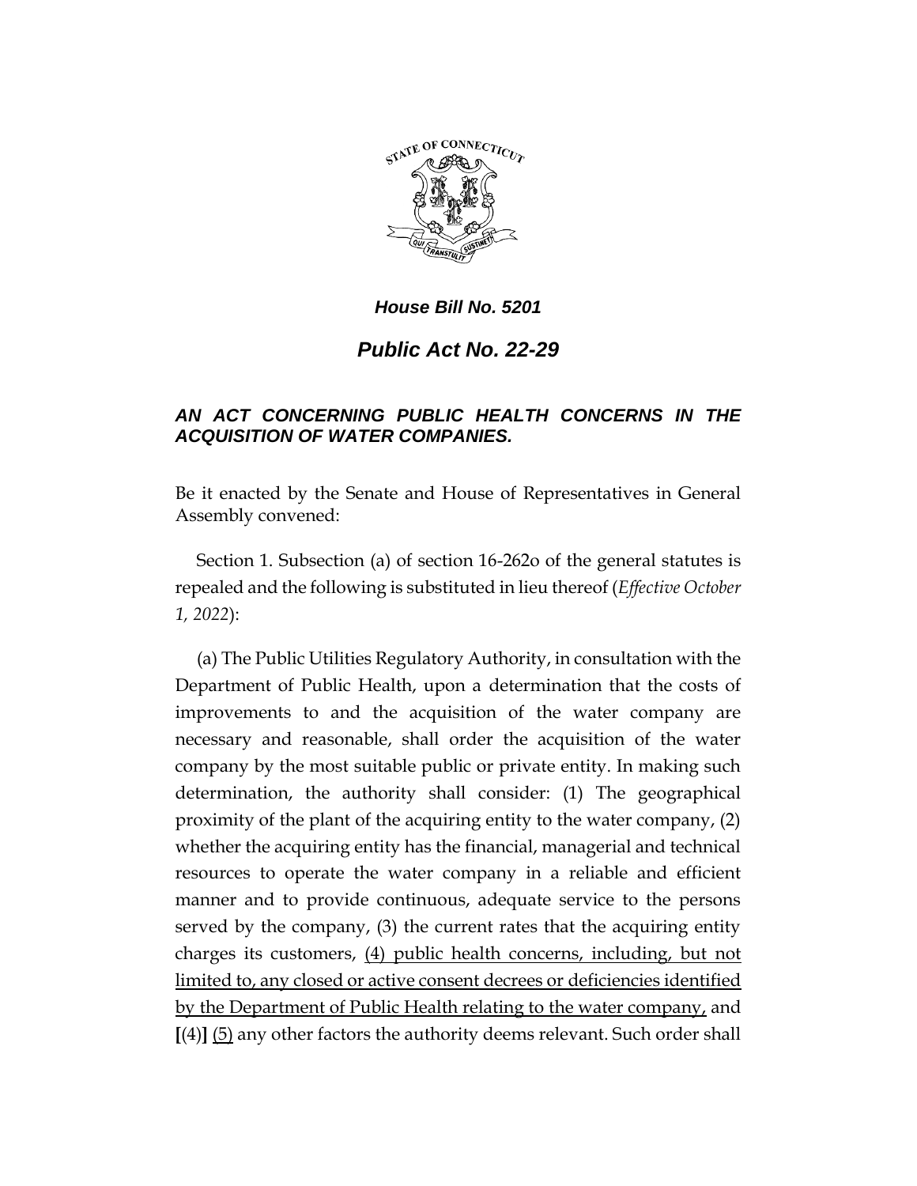***House Bill No. 5201***

# ***Public Act No. 22-29***

***AN ACT CONCERNING PUBLIC HEALTH CONCERNS IN THE ACQUISITION OF WATER COMPANIES.***

Be it enacted by the Senate and House of Representatives in General Assembly convened:

Section 1. Subsection (a) of section 16-262o of the general statutes is repealed and the following is substituted in lieu thereof (*Effective October 1, 2022*):

(a) The Public Utilities Regulatory Authority, in consultation with the Department of Public Health, upon a determination that the costs of improvements to and the acquisition of the water company are necessary and reasonable, shall order the acquisition of the water company by the most suitable public or private entity. In making such determination, the authority shall consider: (1) The geographical proximity of the plant of the acquiring entity to the water company, (2) whether the acquiring entity has the financial, managerial and technical resources to operate the water company in a reliable and efficient manner and to provide continuous, adequate service to the persons served by the company, (3) the current rates that the acquiring entity charges its customers, <u>(4) public health concerns, including, but not limited to, any closed or active consent decrees or deficiencies identified by the Department of Public Health relating to the water company,</u> and **[**(4)**]** <u>(5)</u> any other factors the authority deems relevant. Such order shall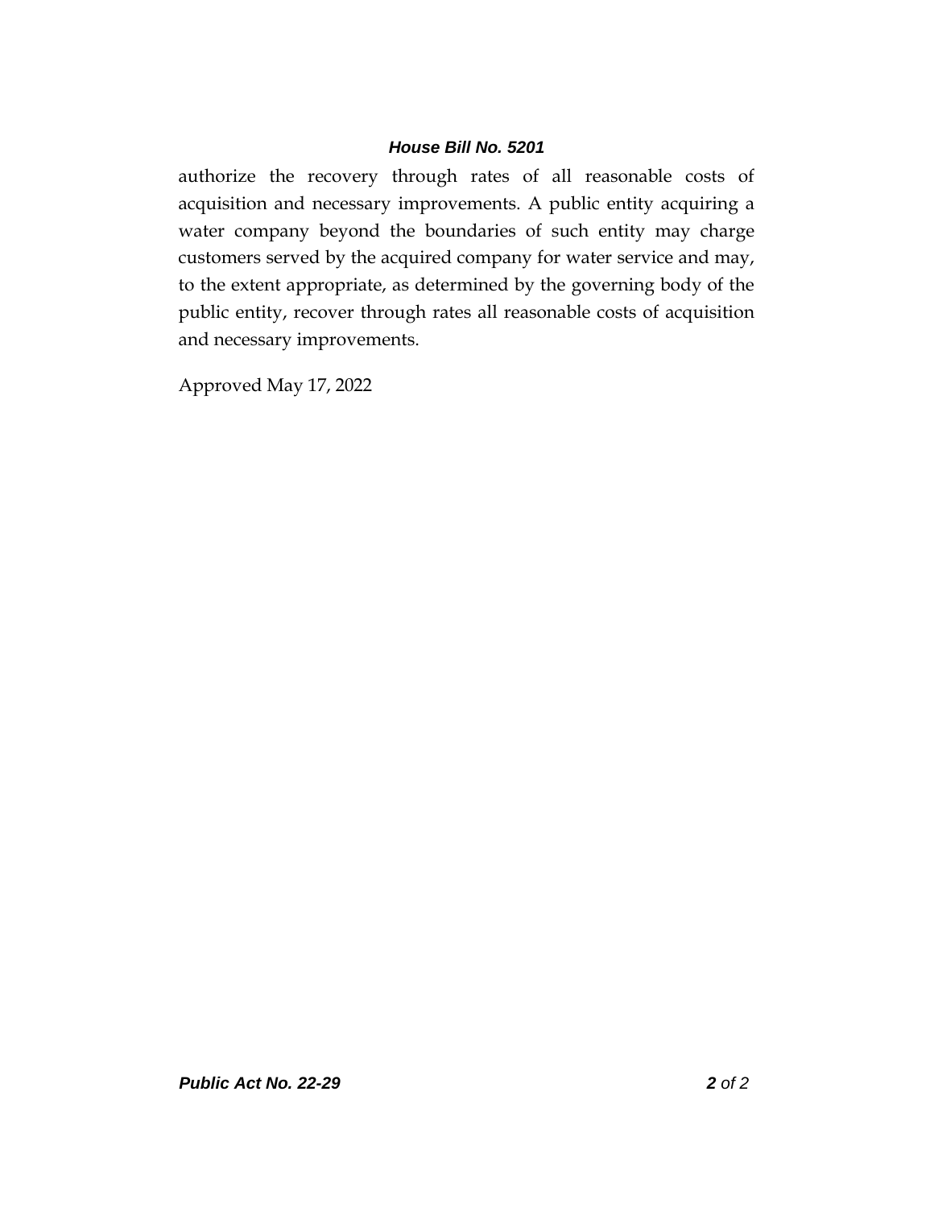authorize the recovery through rates of all reasonable costs of acquisition and necessary improvements. A public entity acquiring a water company beyond the boundaries of such entity may charge customers served by the acquired company for water service and may, to the extent appropriate, as determined by the governing body of the public entity, recover through rates all reasonable costs of acquisition and necessary improvements.

Approved May 17, 2022